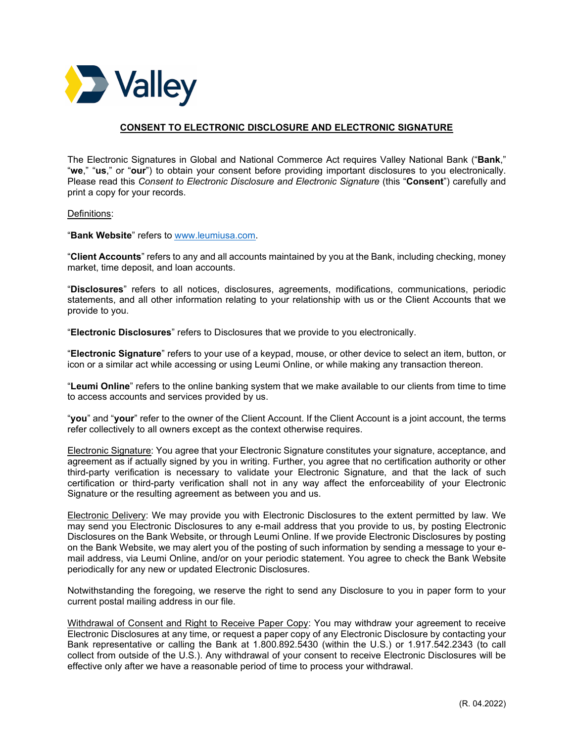## CONSENT TO ELECTRONIC DISCLOSURE AND ELECTRONIC SIGNATURE

The Electronic Signatures in Global and National Commerce Act requires Valley National Bank ("**Bank**," "**we**," "**us**," or "**our**") to obtain your consent before providing important disclosures to you electronically. Please read this *Consent to Electronic Disclosure and Electronic Signature* (this "**Consent**") carefully and print a copy for your records.

Definitions:

"**Bank Website**" refers to [www.leumiusa.com](http://www.leumiusa.com).

"**Client Accounts**" refers to any and all accounts maintained by you at the Bank, including checking, money market, time deposit, and loan accounts.

"**Disclosures**" refers to all notices, disclosures, agreements, modifications, communications, periodic statements, and all other information relating to your relationship with us or the Client Accounts that we provide to you.

"**Electronic Disclosures**" refers to Disclosures that we provide to you electronically.

"**Electronic Signature**" refers to your use of a keypad, mouse, or other device to select an item, button, or icon or a similar act while accessing or using Leumi Online, or while making any transaction thereon.

"**Leumi Online**" refers to the online banking system that we make available to our clients from time to time to access accounts and services provided by us.

"**you**" and "**your**" refer to the owner of the Client Account. If the Client Account is a joint account, the terms refer collectively to all owners except as the context otherwise requires.

Electronic Signature: You agree that your Electronic Signature constitutes your signature, acceptance, and agreement as if actually signed by you in writing. Further, you agree that no certification authority or other third-party verification is necessary to validate your Electronic Signature, and that the lack of such certification or third-party verification shall not in any way affect the enforceability of your Electronic Signature or the resulting agreement as between you and us.

Electronic Delivery: We may provide you with Electronic Disclosures to the extent permitted by law. We may send you Electronic Disclosures to any e-mail address that you provide to us, by posting Electronic Disclosures on the Bank Website, or through Leumi Online. If we provide Electronic Disclosures by posting on the Bank Website, we may alert you of the posting of such information by sending a message to your e-mail address, via Leumi Online, and/or on your periodic statement. You agree to check the Bank Website periodically for any new or updated Electronic Disclosures.

Notwithstanding the foregoing, we reserve the right to send any Disclosure to you in paper form to your current postal mailing address in our file.

Withdrawal of Consent and Right to Receive Paper Copy: You may withdraw your agreement to receive Electronic Disclosures at any time, or request a paper copy of any Electronic Disclosure by contacting your Bank representative or calling the Bank at 1.800.892.5430 (within the U.S.) or 1.917.542.2343 (to call collect from outside of the U.S.). Any withdrawal of your consent to receive Electronic Disclosures will be effective only after we have a reasonable period of time to process your withdrawal.

(R. 04.2022)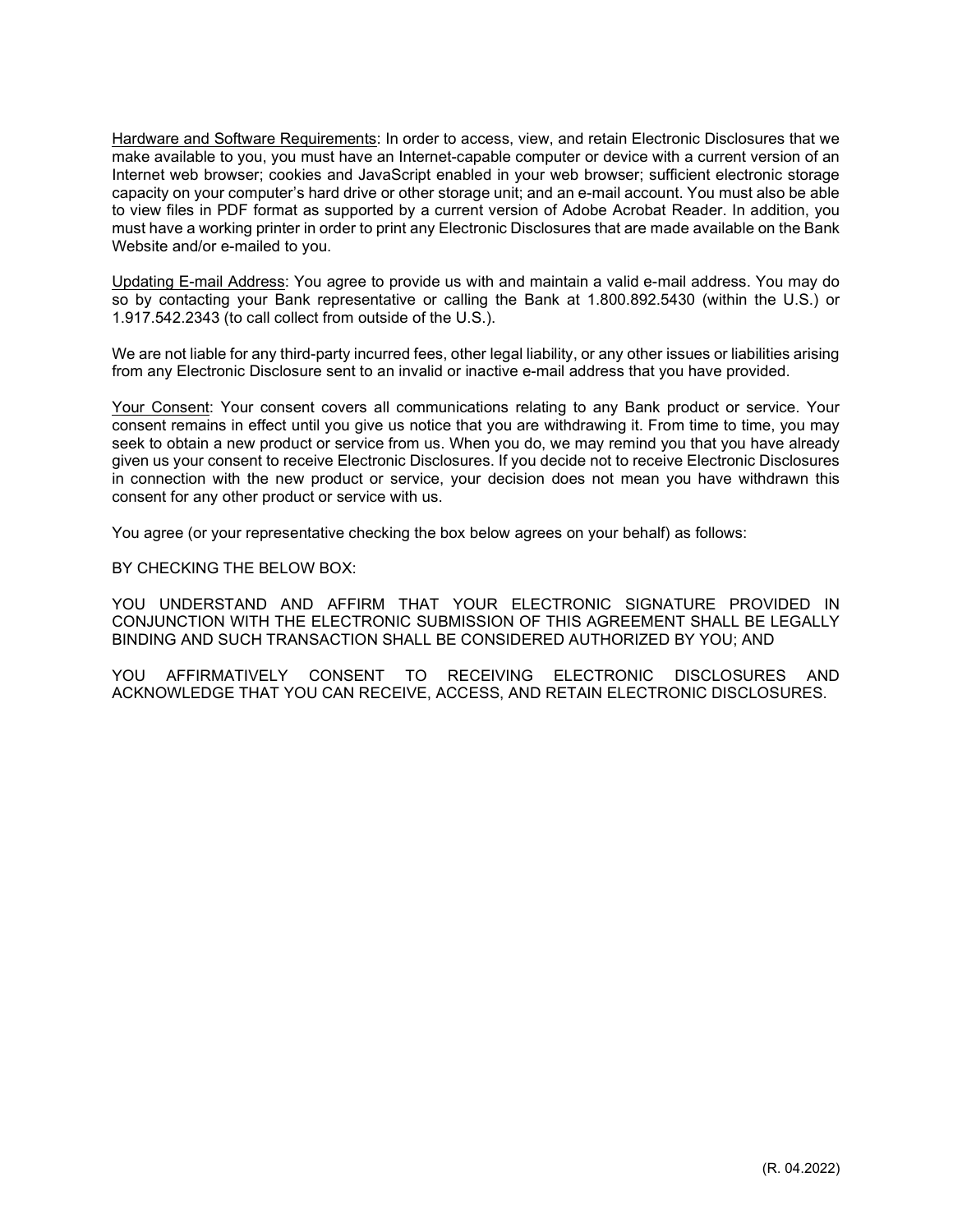Hardware and Software Requirements: In order to access, view, and retain Electronic Disclosures that we make available to you, you must have an Internet-capable computer or device with a current version of an Internet web browser; cookies and JavaScript enabled in your web browser; sufficient electronic storage capacity on your computer's hard drive or other storage unit; and an e-mail account. You must also be able to view files in PDF format as supported by a current version of Adobe Acrobat Reader. In addition, you must have a working printer in order to print any Electronic Disclosures that are made available on the Bank Website and/or e-mailed to you.

Updating E-mail Address: You agree to provide us with and maintain a valid e-mail address. You may do so by contacting your Bank representative or calling the Bank at 1.800.892.5430 (within the U.S.) or 1.917.542.2343 (to call collect from outside of the U.S.).

We are not liable for any third-party incurred fees, other legal liability, or any other issues or liabilities arising from any Electronic Disclosure sent to an invalid or inactive e-mail address that you have provided.

Your Consent: Your consent covers all communications relating to any Bank product or service. Your consent remains in effect until you give us notice that you are withdrawing it. From time to time, you may seek to obtain a new product or service from us. When you do, we may remind you that you have already given us your consent to receive Electronic Disclosures. If you decide not to receive Electronic Disclosures in connection with the new product or service, your decision does not mean you have withdrawn this consent for any other product or service with us.

You agree (or your representative checking the box below agrees on your behalf) as follows:

BY CHECKING THE BELOW BOX:

YOU UNDERSTAND AND AFFIRM THAT YOUR ELECTRONIC SIGNATURE PROVIDED IN CONJUNCTION WITH THE ELECTRONIC SUBMISSION OF THIS AGREEMENT SHALL BE LEGALLY BINDING AND SUCH TRANSACTION SHALL BE CONSIDERED AUTHORIZED BY YOU; AND

YOU AFFIRMATIVELY CONSENT TO RECEIVING ELECTRONIC DISCLOSURES AND ACKNOWLEDGE THAT YOU CAN RECEIVE, ACCESS, AND RETAIN ELECTRONIC DISCLOSURES.

(R. 04.2022)